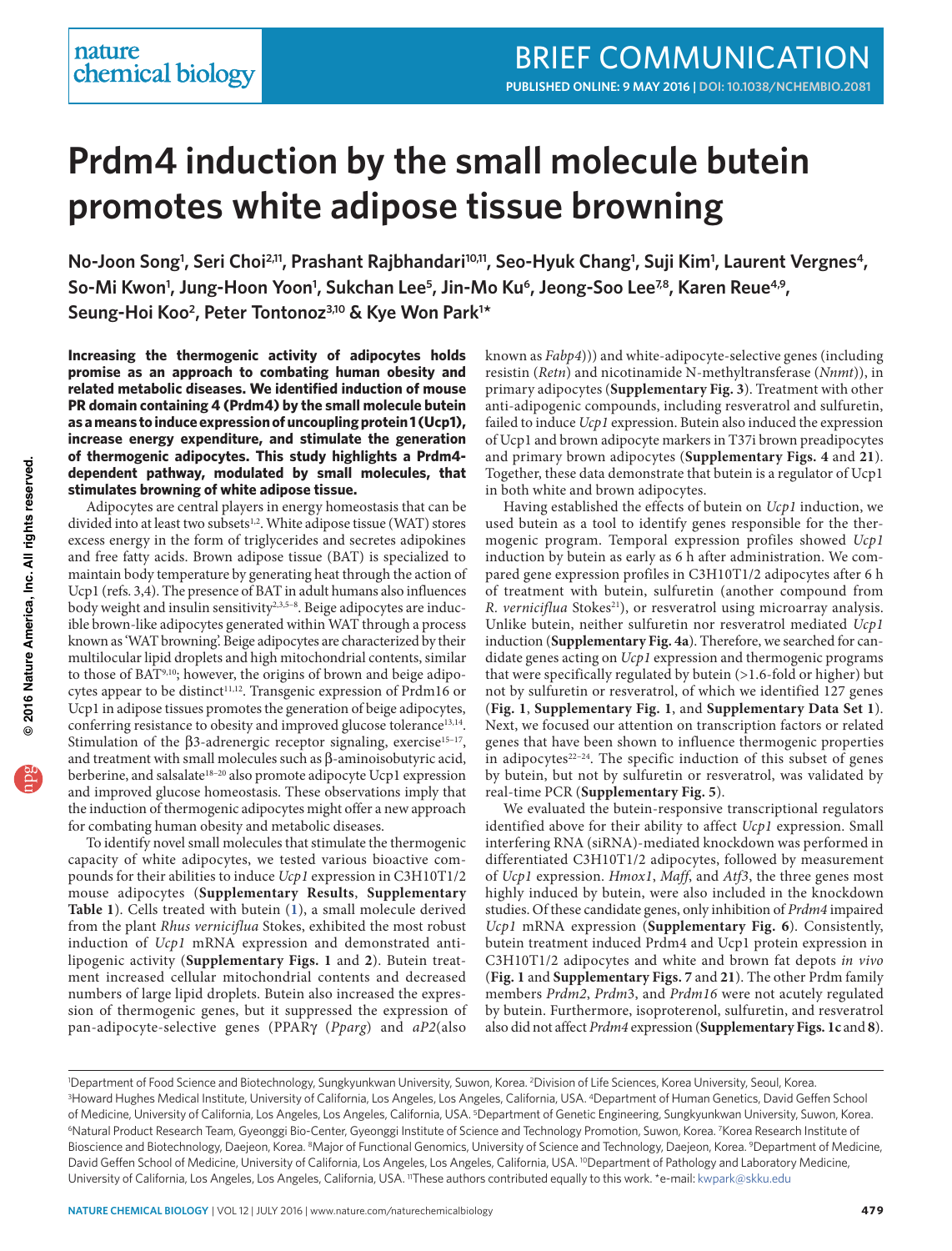# Prdm4 induction by the small molecule butein promotes white adipose tissue browning

No-Joon Song[1], Seri Choi[2,11], Prashant Rajbhandari[10,11], Seo-Hyuk Chang[1], Suji Kim[1], Laurent Vergnes[4], So-Mi Kwon[1], Jung-Hoon Yoon[1], Sukchan Lee[5], Jin-Mo Ku[6], Jeong-Soo Lee[7,8], Karen Reue[4,9], Seung-Hoi Koo[2], Peter Tontonoz[3,10] & Kye Won Park[1]*

**Increasing the thermogenic activity of adipocytes holds promise as an approach to combating human obesity and related metabolic diseases. We identified induction of mouse PR domain containing 4 (Prdm4) by the small molecule butein as a means to induce expression of uncoupling protein 1 (Ucp1), increase energy expenditure, and stimulate the generation of thermogenic adipocytes. This study highlights a Prdm4-dependent pathway, modulated by small molecules, that stimulates browning of white adipose tissue.**

Adipocytes are central players in energy homeostasis that can be divided into at least two subsets[1,2]. White adipose tissue (WAT) stores excess energy in the form of triglycerides and secretes adipokines and free fatty acids. Brown adipose tissue (BAT) is specialized to maintain body temperature by generating heat through the action of Ucp1 (refs. 3,4). The presence of BAT in adult humans also influences body weight and insulin sensitivity[2,3,5–8]. Beige adipocytes are inducible brown-like adipocytes generated within WAT through a process known as 'WAT browning'. Beige adipocytes are characterized by their multilocular lipid droplets and high mitochondrial contents, similar to those of BAT[9,10]; however, the origins of brown and beige adipocytes appear to be distinct[11,12]. Transgenic expression of Prdm16 or Ucp1 in adipose tissues promotes the generation of beige adipocytes, conferring resistance to obesity and improved glucose tolerance[13,14]. Stimulation of the β3-adrenergic receptor signaling, exercise[15–17], and treatment with small molecules such as β-aminoisobutyric acid, berberine, and salsalate[18–20] also promote adipocyte Ucp1 expression and improved glucose homeostasis. These observations imply that the induction of thermogenic adipocytes might offer a new approach for combating human obesity and metabolic diseases.

To identify novel small molecules that stimulate the thermogenic capacity of white adipocytes, we tested various bioactive compounds for their abilities to induce *Ucp1* expression in C3H10T1/2 mouse adipocytes (**Supplementary Results**, **Supplementary Table 1**). Cells treated with butein (**1**), a small molecule derived from the plant *Rhus verniciflua* Stokes, exhibited the most robust induction of *Ucp1* mRNA expression and demonstrated antilipogenic activity (**Supplementary Figs. 1** and **2**). Butein treatment increased cellular mitochondrial contents and decreased numbers of large lipid droplets. Butein also increased the expression of thermogenic genes, but it suppressed the expression of pan-adipocyte-selective genes (PPARγ (*Pparg*) and *aP2*(also known as *Fabp4*))) and white-adipocyte-selective genes (including resistin (*Retn*) and nicotinamide N-methyltransferase (*Nnmt*)), in primary adipocytes (**Supplementary Fig. 3**). Treatment with other anti-adipogenic compounds, including resveratrol and sulfuretin, failed to induce *Ucp1* expression. Butein also induced the expression of Ucp1 and brown adipocyte markers in T37i brown preadipocytes and primary brown adipocytes (**Supplementary Figs. 4** and **21**). Together, these data demonstrate that butein is a regulator of Ucp1 in both white and brown adipocytes.

Having established the effects of butein on *Ucp1* induction, we used butein as a tool to identify genes responsible for the thermogenic program. Temporal expression profiles showed *Ucp1* induction by butein as early as 6 h after administration. We compared gene expression profiles in C3H10T1/2 adipocytes after 6 h of treatment with butein, sulfuretin (another compound from *R. verniciflua* Stokes[21]), or resveratrol using microarray analysis. Unlike butein, neither sulfuretin nor resveratrol mediated *Ucp1* induction (**Supplementary Fig. 4a**). Therefore, we searched for candidate genes acting on *Ucp1* expression and thermogenic programs that were specifically regulated by butein (>1.6-fold or higher) but not by sulfuretin or resveratrol, of which we identified 127 genes (**Fig. 1**, **Supplementary Fig. 1**, and **Supplementary Data Set 1**). Next, we focused our attention on transcription factors or related genes that have been shown to influence thermogenic properties in adipocytes[22–24]. The specific induction of this subset of genes by butein, but not by sulfuretin or resveratrol, was validated by real-time PCR (**Supplementary Fig. 5**).

We evaluated the butein-responsive transcriptional regulators identified above for their ability to affect *Ucp1* expression. Small interfering RNA (siRNA)-mediated knockdown was performed in differentiated C3H10T1/2 adipocytes, followed by measurement of *Ucp1* expression. *Hmox1*, *Maff*, and *Atf3*, the three genes most highly induced by butein, were also included in the knockdown studies. Of these candidate genes, only inhibition of *Prdm4* impaired *Ucp1* mRNA expression (**Supplementary Fig. 6**). Consistently, butein treatment induced Prdm4 and Ucp1 protein expression in C3H10T1/2 adipocytes and white and brown fat depots *in vivo* (**Fig. 1** and **Supplementary Figs. 7** and **21**). The other Prdm family members *Prdm2*, *Prdm3*, and *Prdm16* were not acutely regulated by butein. Furthermore, isoproterenol, sulfuretin, and resveratrol also did not affect *Prdm4* expression (**Supplementary Figs. 1c** and **8**).

[1]Department of Food Science and Biotechnology, Sungkyunkwan University, Suwon, Korea. [2]Division of Life Sciences, Korea University, Seoul, Korea. [3]Howard Hughes Medical Institute, University of California, Los Angeles, Los Angeles, California, USA. [4]Department of Human Genetics, David Geffen School of Medicine, University of California, Los Angeles, Los Angeles, California, USA. [5]Department of Genetic Engineering, Sungkyunkwan University, Suwon, Korea. [6]Natural Product Research Team, Gyeonggi Bio-Center, Gyeonggi Institute of Science and Technology Promotion, Suwon, Korea. [7]Korea Research Institute of Bioscience and Biotechnology, Daejeon, Korea. [8]Major of Functional Genomics, University of Science and Technology, Daejeon, Korea. [9]Department of Medicine, David Geffen School of Medicine, University of California, Los Angeles, Los Angeles, California, USA. [10]Department of Pathology and Laboratory Medicine, University of California, Los Angeles, Los Angeles, California, USA. [11]These authors contributed equally to this work. *e-mail: kwpark@skku.edu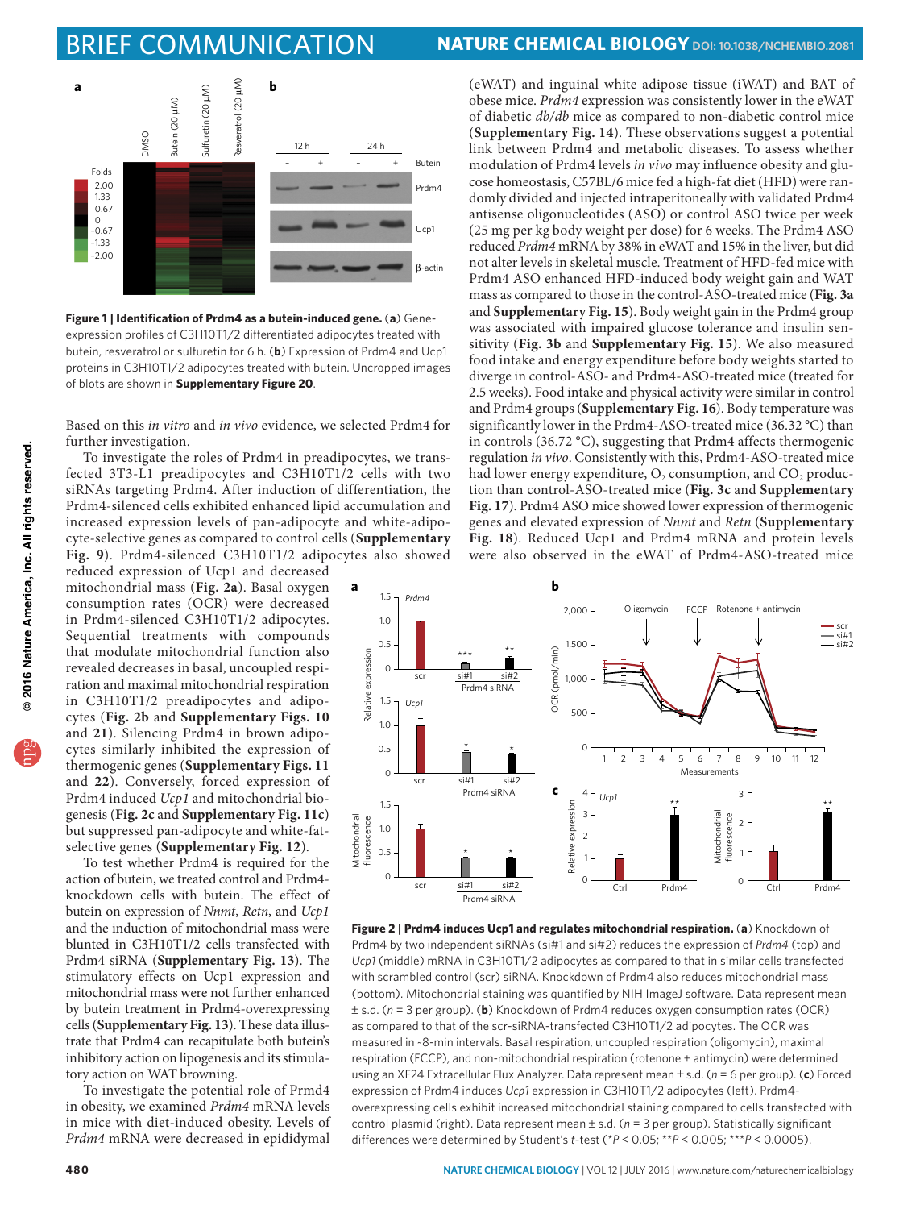**Figure 1 | Identification of Prdm4 as a butein-induced gene.** (**a**) Gene-expression profiles of C3H10T1/2 differentiated adipocytes treated with butein, resveratrol or sulfuretin for 6 h. (**b**) Expression of Prdm4 and Ucp1 proteins in C3H10T1/2 adipocytes treated with butein. Uncropped images of blots are shown in **Supplementary Figure 20**.

Based on this *in vitro* and *in vivo* evidence, we selected Prdm4 for further investigation.

To investigate the roles of Prdm4 in preadipocytes, we transfected 3T3-L1 preadipocytes and C3H10T1/2 cells with two siRNAs targeting Prdm4. After induction of differentiation, the Prdm4-silenced cells exhibited enhanced lipid accumulation and increased expression levels of pan-adipocyte and white-adipocyte-selective genes as compared to control cells (**Supplementary Fig. 9**). Prdm4-silenced C3H10T1/2 adipocytes also showed reduced expression of Ucp1 and decreased mitochondrial mass (**Fig. 2a**). Basal oxygen consumption rates (OCR) were decreased in Prdm4-silenced C3H10T1/2 adipocytes. Sequential treatments with compounds that modulate mitochondrial function also revealed decreases in basal, uncoupled respiration and maximal mitochondrial respiration in C3H10T1/2 preadipocytes and adipocytes (**Fig. 2b** and **Supplementary Figs. 10** and **21**). Silencing Prdm4 in brown adipocytes similarly inhibited the expression of thermogenic genes (**Supplementary Figs. 11** and **22**). Conversely, forced expression of Prdm4 induced *Ucp1* and mitochondrial biogenesis (**Fig. 2c** and **Supplementary Fig. 11c**) but suppressed pan-adipocyte and white-fat-selective genes (**Supplementary Fig. 12**).

To test whether Prdm4 is required for the action of butein, we treated control and Prdm4-knockdown cells with butein. The effect of butein on expression of *Nnmt*, *Retn*, and *Ucp1* and the induction of mitochondrial mass were blunted in C3H10T1/2 cells transfected with Prdm4 siRNA (**Supplementary Fig. 13**). The stimulatory effects on Ucp1 expression and mitochondrial mass were not further enhanced by butein treatment in Prdm4-overexpressing cells (**Supplementary Fig. 13**). These data illustrate that Prdm4 can recapitulate both butein's inhibitory action on lipogenesis and its stimulatory action on WAT browning.

To investigate the potential role of Prmd4 in obesity, we examined *Prdm4* mRNA levels in mice with diet-induced obesity. Levels of *Prdm4* mRNA were decreased in epididymal (eWAT) and inguinal white adipose tissue (iWAT) and BAT of obese mice. *Prdm4* expression was consistently lower in the eWAT of diabetic *db/db* mice as compared to non-diabetic control mice (**Supplementary Fig. 14**). These observations suggest a potential link between Prdm4 and metabolic diseases. To assess whether modulation of Prdm4 levels *in vivo* may influence obesity and glucose homeostasis, C57BL/6 mice fed a high-fat diet (HFD) were randomly divided and injected intraperitoneally with validated Prdm4 antisense oligonucleotides (ASO) or control ASO twice per week (25 mg per kg body weight per dose) for 6 weeks. The Prdm4 ASO reduced *Prdm4* mRNA by 38% in eWAT and 15% in the liver, but did not alter levels in skeletal muscle. Treatment of HFD-fed mice with Prdm4 ASO enhanced HFD-induced body weight gain and WAT mass as compared to those in the control-ASO-treated mice (**Fig. 3a** and **Supplementary Fig. 15**). Body weight gain in the Prdm4 group was associated with impaired glucose tolerance and insulin sensitivity (**Fig. 3b** and **Supplementary Fig. 15**). We also measured food intake and energy expenditure before body weights started to diverge in control-ASO- and Prdm4-ASO-treated mice (treated for 2.5 weeks). Food intake and physical activity were similar in control and Prdm4 groups (**Supplementary Fig. 16**). Body temperature was significantly lower in the Prdm4-ASO-treated mice (36.32 °C) than in controls (36.72 °C), suggesting that Prdm4 affects thermogenic regulation *in vivo*. Consistently with this, Prdm4-ASO-treated mice had lower energy expenditure, $O_2$ consumption, and $CO_2$ production than control-ASO-treated mice (**Fig. 3c** and **Supplementary Fig. 17**). Prdm4 ASO mice showed lower expression of thermogenic genes and elevated expression of *Nnmt* and *Retn* (**Supplementary Fig. 18**). Reduced Ucp1 and Prdm4 mRNA and protein levels were also observed in the eWAT of Prdm4-ASO-treated mice

**Figure 2 | Prdm4 induces Ucp1 and regulates mitochondrial respiration.** (**a**) Knockdown of Prdm4 by two independent siRNAs (si#1 and si#2) reduces the expression of *Prdm4* (top) and *Ucp1* (middle) mRNA in C3H10T1/2 adipocytes as compared to that in similar cells transfected with scrambled control (scr) siRNA. Knockdown of Prdm4 also reduces mitochondrial mass (bottom). Mitochondrial staining was quantified by NIH ImageJ software. Data represent mean ± s.d. ($n$ = 3 per group). (**b**) Knockdown of Prdm4 reduces oxygen consumption rates (OCR) as compared to that of the scr-siRNA-transfected C3H10T1/2 adipocytes. The OCR was measured in ~8-min intervals. Basal respiration, uncoupled respiration (oligomycin), maximal respiration (FCCP), and non-mitochondrial respiration (rotenone + antimycin) were determined using an XF24 Extracellular Flux Analyzer. Data represent mean ± s.d. ($n$ = 6 per group). (**c**) Forced expression of Prdm4 induces *Ucp1* expression in C3H10T1/2 adipocytes (left). Prdm4-overexpressing cells exhibit increased mitochondrial staining compared with cells transfected with control plasmid (right). Data represent mean ± s.d. ($n$ = 3 per group). Statistically significant differences were determined by Student's $t$-test (*$P$ < 0.05; **$P$ < 0.005; ***$P$ < 0.0005).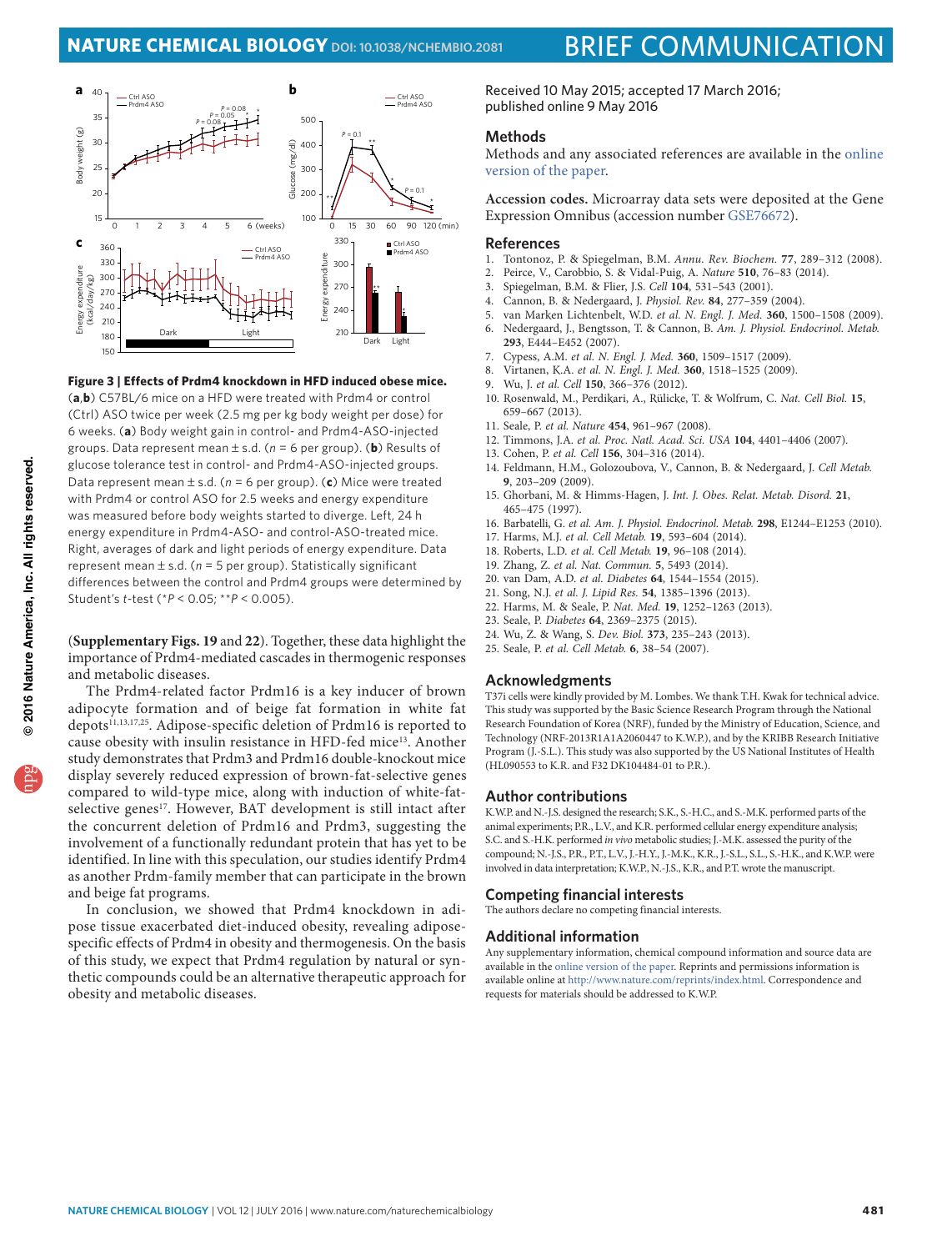**Figure 3 | Effects of Prdm4 knockdown in HFD induced obese mice.** (**a**,**b**) C57BL/6 mice on a HFD were treated with Prdm4 or control (Ctrl) ASO twice per week (2.5 mg per kg body weight per dose) for 6 weeks. (**a**) Body weight gain in control- and Prdm4-ASO-injected groups. Data represent mean ± s.d. ($n$ = 6 per group). (**b**) Results of glucose tolerance test in control- and Prdm4-ASO-injected groups. Data represent mean ± s.d. ($n$ = 6 per group). (**c**) Mice were treated with Prdm4 or control ASO for 2.5 weeks and energy expenditure was measured before body weights started to diverge. Left, 24 h energy expenditure in Prdm4-ASO- and control-ASO-treated mice. Right, averages of dark and light periods of energy expenditure. Data represent mean ± s.d. ($n$ = 5 per group). Statistically significant differences between the control and Prdm4 groups were determined by Student's $t$-test (* $P < 0.05$; ** $P < 0.005$).

(**Supplementary Figs. 19** and **22**). Together, these data highlight the importance of Prdm4-mediated cascades in thermogenic responses and metabolic diseases.

The Prdm4-related factor Prdm16 is a key inducer of brown adipocyte formation and of beige fat formation in white fat depots[11,13,17,25]. Adipose-specific deletion of Prdm16 is reported to cause obesity with insulin resistance in HFD-fed mice[13]. Another study demonstrates that Prdm3 and Prdm16 double-knockout mice display severely reduced expression of brown-fat-selective genes compared to wild-type mice, along with induction of white-fat-selective genes[17]. However, BAT development is still intact after the concurrent deletion of Prdm16 and Prdm3, suggesting the involvement of a functionally redundant protein that has yet to be identified. In line with this speculation, our studies identify Prdm4 as another Prdm-family member that can participate in the brown and beige fat programs.

In conclusion, we showed that Prdm4 knockdown in adipose tissue exacerbated diet-induced obesity, revealing adipose-specific effects of Prdm4 in obesity and thermogenesis. On the basis of this study, we expect that Prdm4 regulation by natural or synthetic compounds could be an alternative therapeutic approach for obesity and metabolic diseases.

Received 10 May 2015; accepted 17 March 2016; published online 9 May 2016

## Methods

Methods and any associated references are available in the online version of the paper.

**Accession codes.** Microarray data sets were deposited at the Gene Expression Omnibus (accession number GSE76672).

## References

1. Tontonoz, P. & Spiegelman, B.M. *Annu. Rev. Biochem.* **77**, 289–312 (2008).
2. Peirce, V., Carobbio, S. & Vidal-Puig, A. *Nature* **510**, 76–83 (2014).
3. Spiegelman, B.M. & Flier, J.S. *Cell* **104**, 531–543 (2001).
4. Cannon, B. & Nedergaard, J. *Physiol. Rev.* **84**, 277–359 (2004).
5. van Marken Lichtenbelt, W.D. *et al. N. Engl. J. Med.* **360**, 1500–1508 (2009).
6. Nedergaard, J., Bengtsson, T. & Cannon, B. *Am. J. Physiol. Endocrinol. Metab.* **293**, E444–E452 (2007).
7. Cypess, A.M. *et al. N. Engl. J. Med.* **360**, 1509–1517 (2009).
8. Virtanen, K.A. *et al. N. Engl. J. Med.* **360**, 1518–1525 (2009).
9. Wu, J. *et al. Cell* **150**, 366–376 (2012).
10. Rosenwald, M., Perdikari, A., Rülicke, T. & Wolfrum, C. *Nat. Cell Biol.* **15**, 659–667 (2013).
11. Seale, P. *et al. Nature* **454**, 961–967 (2008).
12. Timmons, J.A. *et al. Proc. Natl. Acad. Sci. USA* **104**, 4401–4406 (2007).
13. Cohen, P. *et al. Cell* **156**, 304–316 (2014).
14. Feldmann, H.M., Golozoubova, V., Cannon, B. & Nedergaard, J. *Cell Metab.* **9**, 203–209 (2009).
15. Ghorbani, M. & Himms-Hagen, J. *Int. J. Obes. Relat. Metab. Disord.* **21**, 465–475 (1997).
16. Barbatelli, G. *et al. Am. J. Physiol. Endocrinol. Metab.* **298**, E1244–E1253 (2010).
17. Harms, M.J. *et al. Cell Metab.* **19**, 593–604 (2014).
18. Roberts, L.D. *et al. Cell Metab.* **19**, 96–108 (2014).
19. Zhang, Z. *et al. Nat. Commun.* **5**, 5493 (2014).
20. van Dam, A.D. *et al. Diabetes* **64**, 1544–1554 (2015).
21. Song, N.J. *et al. J. Lipid Res.* **54**, 1385–1396 (2013).
22. Harms, M. & Seale, P. *Nat. Med.* **19**, 1252–1263 (2013).
23. Seale, P. *Diabetes* **64**, 2369–2375 (2015).
24. Wu, Z. & Wang, S. *Dev. Biol.* **373**, 235–243 (2013).
25. Seale, P. *et al. Cell Metab.* **6**, 38–54 (2007).

## Acknowledgments

T37i cells were kindly provided by M. Lombes. We thank T.H. Kwak for technical advice. This study was supported by the Basic Science Research Program through the National Research Foundation of Korea (NRF), funded by the Ministry of Education, Science, and Technology (NRF-2013R1A1A2060447 to K.W.P.), and by the KRIBB Research Initiative Program (J.-S.L.). This study was also supported by the US National Institutes of Health (HL090553 to K.R. and F32 DK104484-01 to P.R.).

## Author contributions

K.W.P. and N.-J.S. designed the research; S.K., S.-H.C., and S.-M.K. performed parts of the animal experiments; P.R., L.V., and K.R. performed cellular energy expenditure analysis; S.C. and S.-H.K. performed *in vivo* metabolic studies; J.-M.K. assessed the purity of the compound; N.-J.S., P.R., P.T., L.V., J.-H.Y., J.-M.K., K.R., J.-S.L., S.L., S.-H.K., and K.W.P. were involved in data interpretation; K.W.P., N.-J.S., K.R., and P.T. wrote the manuscript.

## Competing financial interests

The authors declare no competing financial interests.

## Additional information

Any supplementary information, chemical compound information and source data are available in the online version of the paper. Reprints and permissions information is available online at http://www.nature.com/reprints/index.html. Correspondence and requests for materials should be addressed to K.W.P.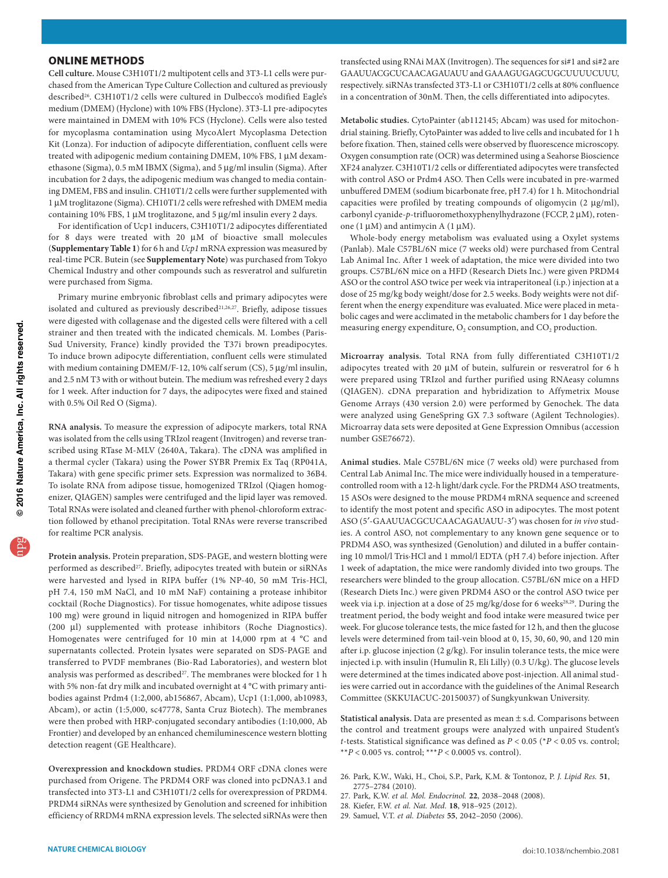## ONLINE METHODS

**Cell culture.** Mouse C3H10T1/2 multipotent cells and 3T3-L1 cells were purchased from the American Type Culture Collection and cultured as previously described[26]. C3H10T1/2 cells were cultured in Dulbecco's modified Eagle's medium (DMEM) (Hyclone) with 10% FBS (Hyclone). 3T3-L1 pre-adipocytes were maintained in DMEM with 10% FCS (Hyclone). Cells were also tested for mycoplasma contamination using MycoAlert Mycoplasma Detection Kit (Lonza). For induction of adipocyte differentiation, confluent cells were treated with adipogenic medium containing DMEM, 10% FBS, 1 μM dexamethasone (Sigma), 0.5 mM IBMX (Sigma), and 5 μg/ml insulin (Sigma). After incubation for 2 days, the adipogenic medium was changed to media containing DMEM, FBS and insulin. CH10T1/2 cells were further supplemented with 1 μM troglitazone (Sigma). CH10T1/2 cells were refreshed with DMEM media containing 10% FBS, 1 μM troglitazone, and 5 μg/ml insulin every 2 days.

For identification of Ucp1 inducers, C3H10T1/2 adipocytes differentiated for 8 days were treated with 20 μM of bioactive small molecules (**Supplementary Table 1**) for 6 h and *Ucp1* mRNA expression was measured by real-time PCR. Butein (see **Supplementary Note**) was purchased from Tokyo Chemical Industry and other compounds such as resveratrol and sulfuretin were purchased from Sigma.

Primary murine embryonic fibroblast cells and primary adipocytes were isolated and cultured as previously described[21,26,27]. Briefly, adipose tissues were digested with collagenase and the digested cells were filtered with a cell strainer and then treated with the indicated chemicals. M. Lombes (Paris-Sud University, France) kindly provided the T37i brown preadipocytes. To induce brown adipocyte differentiation, confluent cells were stimulated with medium containing DMEM/F-12, 10% calf serum (CS), 5 μg/ml insulin, and 2.5 nM T3 with or without butein. The medium was refreshed every 2 days for 1 week. After induction for 7 days, the adipocytes were fixed and stained with 0.5% Oil Red O (Sigma).

**RNA analysis.** To measure the expression of adipocyte markers, total RNA was isolated from the cells using TRIzol reagent (Invitrogen) and reverse transcribed using RTase M-MLV (2640A, Takara). The cDNA was amplified in a thermal cycler (Takara) using the Power SYBR Premix Ex Taq (RP041A, Takara) with gene specific primer sets. Expression was normalized to 36B4. To isolate RNA from adipose tissue, homogenized TRIzol (Qiagen homogenizer, QIAGEN) samples were centrifuged and the lipid layer was removed. Total RNAs were isolated and cleaned further with phenol-chloroform extraction followed by ethanol precipitation. Total RNAs were reverse transcribed for realtime PCR analysis.

**Protein analysis.** Protein preparation, SDS-PAGE, and western blotting were performed as described[27]. Briefly, adipocytes treated with butein or siRNAs were harvested and lysed in RIPA buffer (1% NP-40, 50 mM Tris-HCl, pH 7.4, 150 mM NaCl, and 10 mM NaF) containing a protease inhibitor cocktail (Roche Diagnostics). For tissue homogenates, white adipose tissues 100 mg) were ground in liquid nitrogen and homogenized in RIPA buffer (200 μl) supplemented with protease inhibitors (Roche Diagnostics). Homogenates were centrifuged for 10 min at 14,000 rpm at 4 °C and supernatants collected. Protein lysates were separated on SDS-PAGE and transferred to PVDF membranes (Bio-Rad Laboratories), and western blot analysis was performed as described[27]. The membranes were blocked for 1 h with 5% non-fat dry milk and incubated overnight at 4 °C with primary antibodies against Prdm4 (1:2,000, ab156867, Abcam), Ucp1 (1:1,000, ab10983, Abcam), or actin (1:5,000, sc47778, Santa Cruz Biotech). The membranes were then probed with HRP-conjugated secondary antibodies (1:10,000, Ab Frontier) and developed by an enhanced chemiluminescence western blotting detection reagent (GE Healthcare).

**Overexpression and knockdown studies.** PRDM4 ORF cDNA clones were purchased from Origene. The PRDM4 ORF was cloned into pcDNA3.1 and transfected into 3T3-L1 and C3H10T1/2 cells for overexpression of PRDM4. PRDM4 siRNAs were synthesized by Genolution and screened for inhibition efficiency of RRDM4 mRNA expression levels. The selected siRNAs were then transfected using RNAi MAX (Invitrogen). The sequences for si#1 and si#2 are GAAUUACGCUCAACAGAUAUU and GAAAGUGAGCUGCUUUUCUUU, respectively. siRNAs transfected 3T3-L1 or C3H10T1/2 cells at 80% confluence in a concentration of 30nM. Then, the cells differentiated into adipocytes.

**Metabolic studies.** CytoPainter (ab112145; Abcam) was used for mitochondrial staining. Briefly, CytoPainter was added to live cells and incubated for 1 h before fixation. Then, stained cells were observed by fluorescence microscopy. Oxygen consumption rate (OCR) was determined using a Seahorse Bioscience XF24 analyzer. C3H10T1/2 cells or differentiated adipocytes were transfected with control ASO or Prdm4 ASO. Then Cells were incubated in pre-warmed unbuffered DMEM (sodium bicarbonate free, pH 7.4) for 1 h. Mitochondrial capacities were profiled by treating compounds of oligomycin (2 μg/ml), carbonyl cyanide-*p*-trifluoromethoxyphenylhydrazone (FCCP, 2 μM), rotenone (1 μM) and antimycin A (1 μM).

Whole-body energy metabolism was evaluated using a Oxylet systems (Panlab). Male C57BL/6N mice (7 weeks old) were purchased from Central Lab Animal Inc. After 1 week of adaptation, the mice were divided into two groups. C57BL/6N mice on a HFD (Research Diets Inc.) were given PRDM4 ASO or the control ASO twice per week via intraperitoneal (i.p.) injection at a dose of 25 mg/kg body weight/dose for 2.5 weeks. Body weights were not different when the energy expenditure was evaluated. Mice were placed in metabolic cages and were acclimated in the metabolic chambers for 1 day before the measuring energy expenditure, $O_2$ consumption, and $CO_2$ production.

**Microarray analysis.** Total RNA from fully differentiated C3H10T1/2 adipocytes treated with 20 μM of butein, sulfurein or resveratrol for 6 h were prepared using TRIzol and further purified using RNAeasy columns (QIAGEN). cDNA preparation and hybridization to Affymetrix Mouse Genome Arrays (430 version 2.0) were performed by Genochek. The data were analyzed using GeneSpring GX 7.3 software (Agilent Technologies). Microarray data sets were deposited at Gene Expression Omnibus (accession number GSE76672).

**Animal studies.** Male C57BL/6N mice (7 weeks old) were purchased from Central Lab Animal Inc. The mice were individually housed in a temperature-controlled room with a 12-h light/dark cycle. For the PRDM4 ASO treatments, 15 ASOs were designed to the mouse PRDM4 mRNA sequence and screened to identify the most potent and specific ASO in adipocytes. The most potent ASO (5′-GAAUUACGCUCAACAGAUAUU-3′) was chosen for *in vivo* studies. A control ASO, not complementary to any known gene sequence or to PRDM4 ASO, was synthesized (Genolution) and diluted in a buffer containing 10 mmol/l Tris·HCl and 1 mmol/l EDTA (pH 7.4) before injection. After 1 week of adaptation, the mice were randomly divided into two groups. The researchers were blinded to the group allocation. C57BL/6N mice on a HFD (Research Diets Inc.) were given PRDM4 ASO or the control ASO twice per week via i.p. injection at a dose of 25 mg/kg/dose for 6 weeks[28,29]. During the treatment period, the body weight and food intake were measured twice per week. For glucose tolerance tests, the mice fasted for 12 h, and then the glucose levels were determined from tail-vein blood at 0, 15, 30, 60, 90, and 120 min after i.p. glucose injection (2 g/kg). For insulin tolerance tests, the mice were injected i.p. with insulin (Humulin R, Eli Lilly) (0.3 U/kg). The glucose levels were determined at the times indicated above post-injection. All animal studies were carried out in accordance with the guidelines of the Animal Research Committee (SKKUIACUC-20150037) of Sungkyunkwan University.

**Statistical analysis.** Data are presented as mean ± s.d. Comparisons between the control and treatment groups were analyzed with unpaired Student's *t*-tests. Statistical significance was defined as $P < 0.05$ (*$P < 0.05$ vs. control; **$P < 0.005$ vs. control; ***$P < 0.0005$ vs. control).

26. Park, K.W., Waki, H., Choi, S.P., Park, K.M. & Tontonoz, P. *J. Lipid Res.* **51**, 2775–2784 (2010).
27. Park, K.W. *et al. Mol. Endocrinol.* **22**, 2038–2048 (2008).
28. Kiefer, F.W. *et al. Nat. Med.* **18**, 918–925 (2012).
29. Samuel, V.T. *et al. Diabetes* **55**, 2042–2050 (2006).